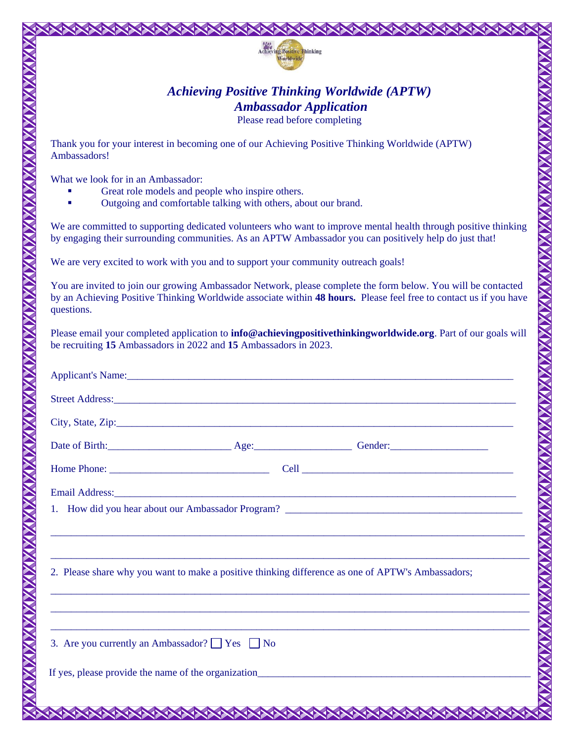# *Achieving Positive Thinking Worldwide (APTW)*
# *Ambassador Application*

Please read before completing

Thank you for your interest in becoming one of our Achieving Positive Thinking Worldwide (APTW) Ambassadors!

What we look for in an Ambassador:

- Great role models and people who inspire others.
- Outgoing and comfortable talking with others, about our brand.

We are committed to supporting dedicated volunteers who want to improve mental health through positive thinking by engaging their surrounding communities. As an APTW Ambassador you can positively help do just that!

We are very excited to work with you and to support your community outreach goals!

You are invited to join our growing Ambassador Network, please complete the form below. You will be contacted by an Achieving Positive Thinking Worldwide associate within **48 hours.** Please feel free to contact us if you have questions.

Please email your completed application to **info@achievingpositivethinkingworldwide.org**. Part of our goals will be recruiting **15** Ambassadors in 2022 and **15** Ambassadors in 2023.

Applicant's Name:______________________________________________________________________

Street Address:_________________________________________________________________________

City, State, Zip:________________________________________________________________________

Date of Birth:_______________________ Age:__________________ Gender:__________________

Home Phone: ______________________________ Cell ________________________________________

Email Address:_________________________________________________________________________

1. How did you hear about our Ambassador Program? ____________________________________________

__________________________________________________________________________________________

__________________________________________________________________________________________

2. Please share why you want to make a positive thinking difference as one of APTW's Ambassadors;

__________________________________________________________________________________________

__________________________________________________________________________________________

__________________________________________________________________________________________

3. Are you currently an Ambassador? ☐ Yes ☐ No

If yes, please provide the name of the organization_____________________________________________________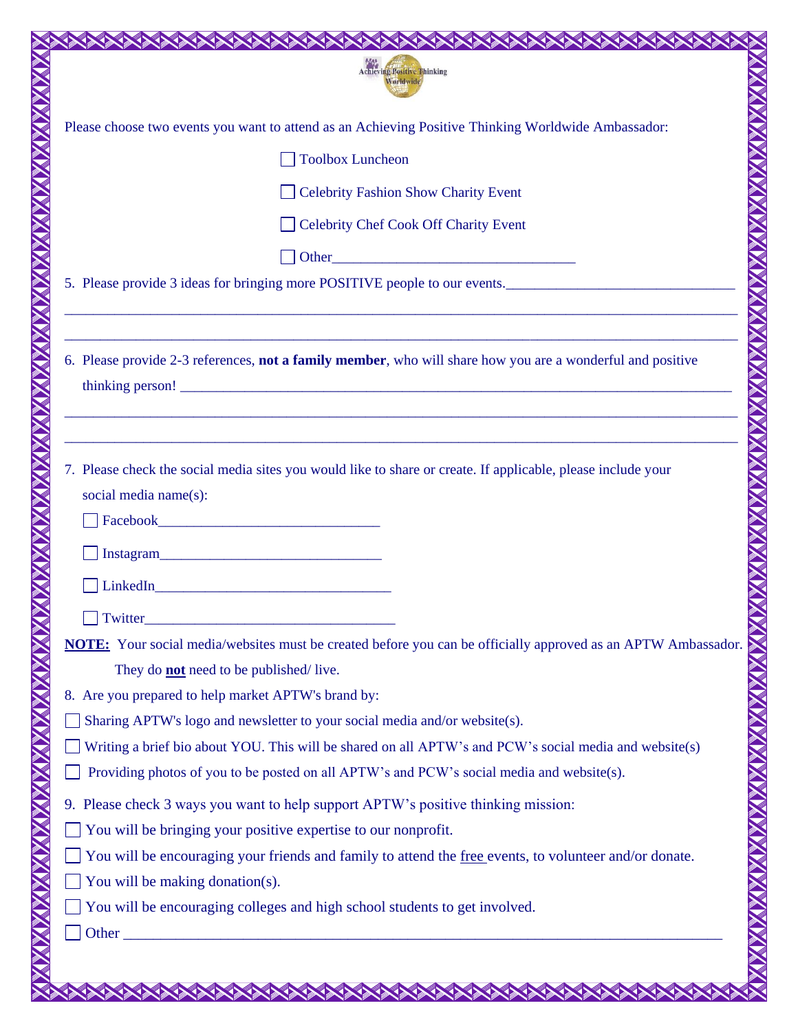Please choose two events you want to attend as an Achieving Positive Thinking Worldwide Ambassador:

- ☐ Toolbox Luncheon
- ☐ Celebrity Fashion Show Charity Event
- ☐ Celebrity Chef Cook Off Charity Event
- ☐ Other__________________________________

5. Please provide 3 ideas for bringing more POSITIVE people to our events.________________________________

_______________________________________________________________________________________________

_______________________________________________________________________________________________

6. Please provide 2-3 references, **not a family member**, who will share how you are a wonderful and positive thinking person! ____________________________________________________________________________

_______________________________________________________________________________________________

_______________________________________________________________________________________________

7. Please check the social media sites you would like to share or create. If applicable, please include your social media name(s):

   - ☐ Facebook_______________________________
   - ☐ Instagram_______________________________
   - ☐ LinkedIn_________________________________
   - ☐ Twitter___________________________________

**NOTE:** Your social media/websites must be created before you can be officially approved as an APTW Ambassador. They do **not** need to be published/ live.

8. Are you prepared to help market APTW's brand by:

- ☐ Sharing APTW's logo and newsletter to your social media and/or website(s).
- ☐ Writing a brief bio about YOU. This will be shared on all APTW's and PCW's social media and website(s)
- ☐ Providing photos of you to be posted on all APTW's and PCW's social media and website(s).

9. Please check 3 ways you want to help support APTW's positive thinking mission:

- ☐ You will be bringing your positive expertise to our nonprofit.
- ☐ You will be encouraging your friends and family to attend the free events, to volunteer and/or donate.
- ☐ You will be making donation(s).
- ☐ You will be encouraging colleges and high school students to get involved.
- ☐ Other ___________________________________________________________________________________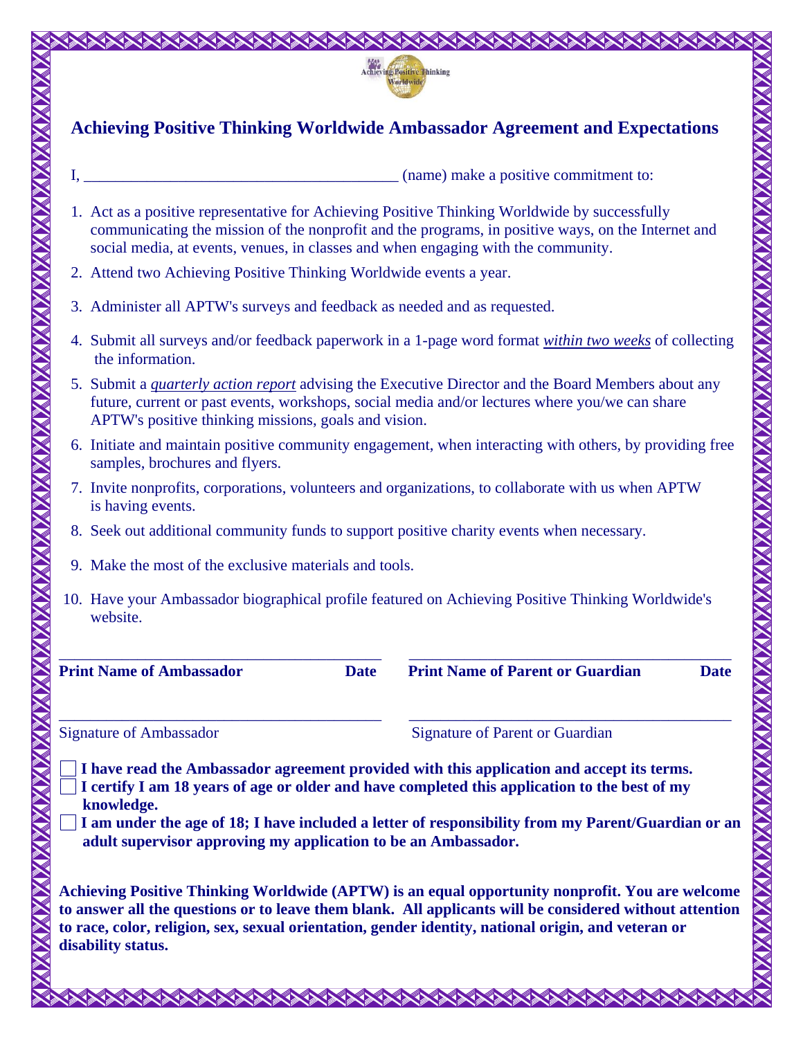## Achieving Positive Thinking Worldwide Ambassador Agreement and Expectations

I, ______________________________________ (name) make a positive commitment to:

1. Act as a positive representative for Achieving Positive Thinking Worldwide by successfully communicating the mission of the nonprofit and the programs, in positive ways, on the Internet and social media, at events, venues, in classes and when engaging with the community.
2. Attend two Achieving Positive Thinking Worldwide events a year.
3. Administer all APTW's surveys and feedback as needed and as requested.
4. Submit all surveys and/or feedback paperwork in a 1-page word format *within two weeks* of collecting the information.
5. Submit a *quarterly action report* advising the Executive Director and the Board Members about any future, current or past events, workshops, social media and/or lectures where you/we can share APTW's positive thinking missions, goals and vision.
6. Initiate and maintain positive community engagement, when interacting with others, by providing free samples, brochures and flyers.
7. Invite nonprofits, corporations, volunteers and organizations, to collaborate with us when APTW is having events.
8. Seek out additional community funds to support positive charity events when necessary.
9. Make the most of the exclusive materials and tools.
10. Have your Ambassador biographical profile featured on Achieving Positive Thinking Worldwide's website.

______________________________________ ______________________________________

**Print Name of Ambassador** **Date** **Print Name of Parent or Guardian** **Date**

______________________________________ ______________________________________

Signature of Ambassador Signature of Parent or Guardian

☐ **I have read the Ambassador agreement provided with this application and accept its terms.**

☐ **I certify I am 18 years of age or older and have completed this application to the best of my knowledge.**

☐ **I am under the age of 18; I have included a letter of responsibility from my Parent/Guardian or an adult supervisor approving my application to be an Ambassador.**

**Achieving Positive Thinking Worldwide (APTW) is an equal opportunity nonprofit. You are welcome to answer all the questions or to leave them blank. All applicants will be considered without attention to race, color, religion, sex, sexual orientation, gender identity, national origin, and veteran or disability status.**